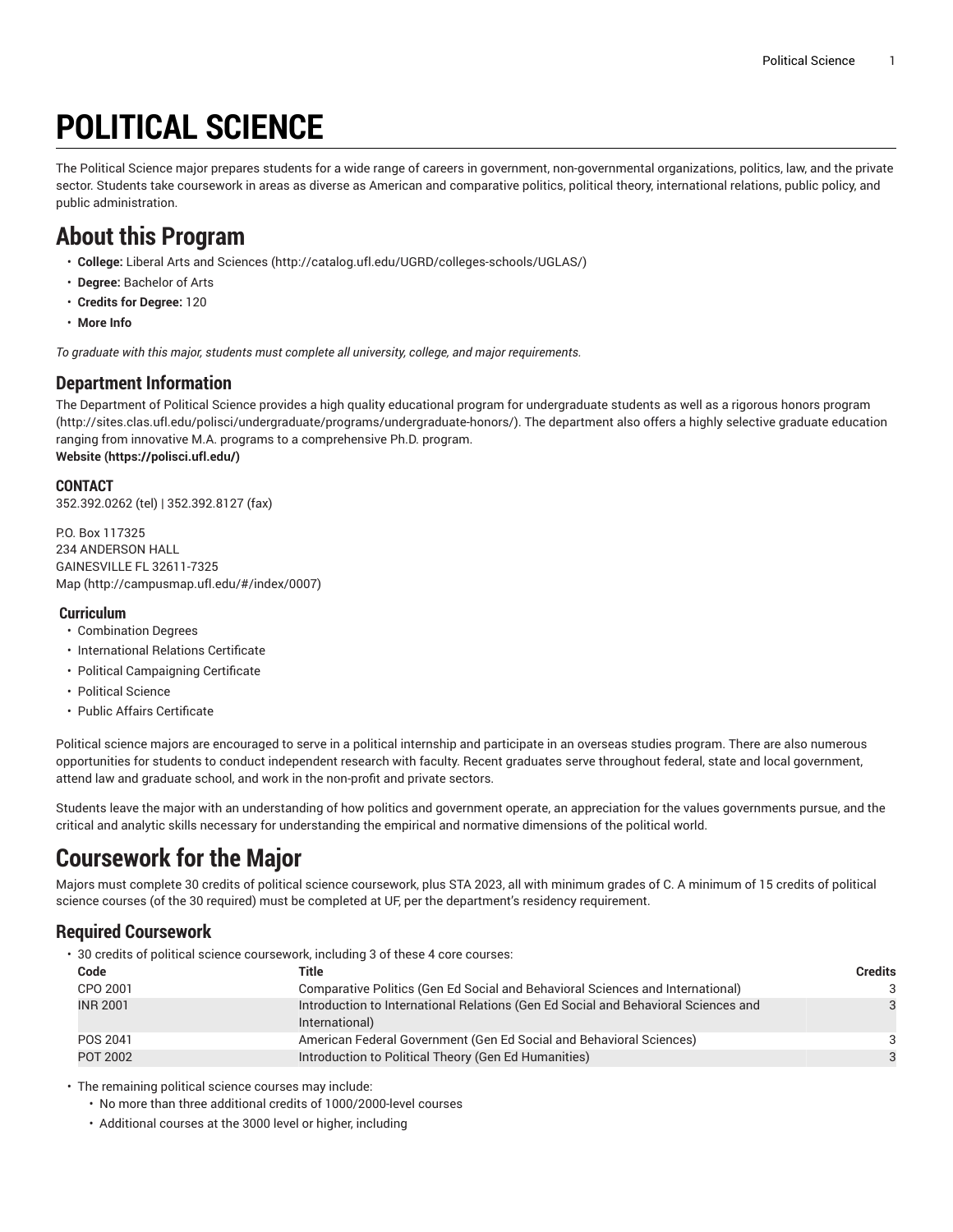# POLITICAL SCIENCE

The Political Science major prepares students for a wide range of careers in government, non-governmental organizations, politics, law, and the private sector. Students take coursework in areas as diverse as American and comparative politics, political theory, international relations, public policy, and public administration.

## About this Program

- **College:** Liberal Arts and Sciences (http://catalog.ufl.edu/UGRD/colleges-schools/UGLAS/)
- **Degree:** Bachelor of Arts
- **Credits for Degree:** 120
- **More Info**

*To graduate with this major, students must complete all university, college, and major requirements.*

### Department Information

The Department of Political Science provides a high quality educational program for undergraduate students as well as a rigorous honors program (http://sites.clas.ufl.edu/polisci/undergraduate/programs/undergraduate-honors/). The department also offers a highly selective graduate education ranging from innovative M.A. programs to a comprehensive Ph.D. program.
**Website (https://polisci.ufl.edu/)**

#### CONTACT

352.392.0262 (tel) | 352.392.8127 (fax)

P.O. Box 117325
234 ANDERSON HALL
GAINESVILLE FL 32611-7325
Map (http://campusmap.ufl.edu/#/index/0007)

#### Curriculum

- Combination Degrees
- International Relations Certificate
- Political Campaigning Certificate
- Political Science
- Public Affairs Certificate

Political science majors are encouraged to serve in a political internship and participate in an overseas studies program. There are also numerous opportunities for students to conduct independent research with faculty. Recent graduates serve throughout federal, state and local government, attend law and graduate school, and work in the non-profit and private sectors.

Students leave the major with an understanding of how politics and government operate, an appreciation for the values governments pursue, and the critical and analytic skills necessary for understanding the empirical and normative dimensions of the political world.

## Coursework for the Major

Majors must complete 30 credits of political science coursework, plus STA 2023, all with minimum grades of C. A minimum of 15 credits of political science courses (of the 30 required) must be completed at UF, per the department's residency requirement.

### Required Coursework

- 30 credits of political science coursework, including 3 of these 4 core courses:

| Code | Title | Credits |
|---|---|---|
| CPO 2001 | Comparative Politics (Gen Ed Social and Behavioral Sciences and International) | 3 |
| INR 2001 | Introduction to International Relations (Gen Ed Social and Behavioral Sciences and International) | 3 |
| POS 2041 | American Federal Government (Gen Ed Social and Behavioral Sciences) | 3 |
| POT 2002 | Introduction to Political Theory (Gen Ed Humanities) | 3 |

- The remaining political science courses may include:
  - No more than three additional credits of 1000/2000-level courses
  - Additional courses at the 3000 level or higher, including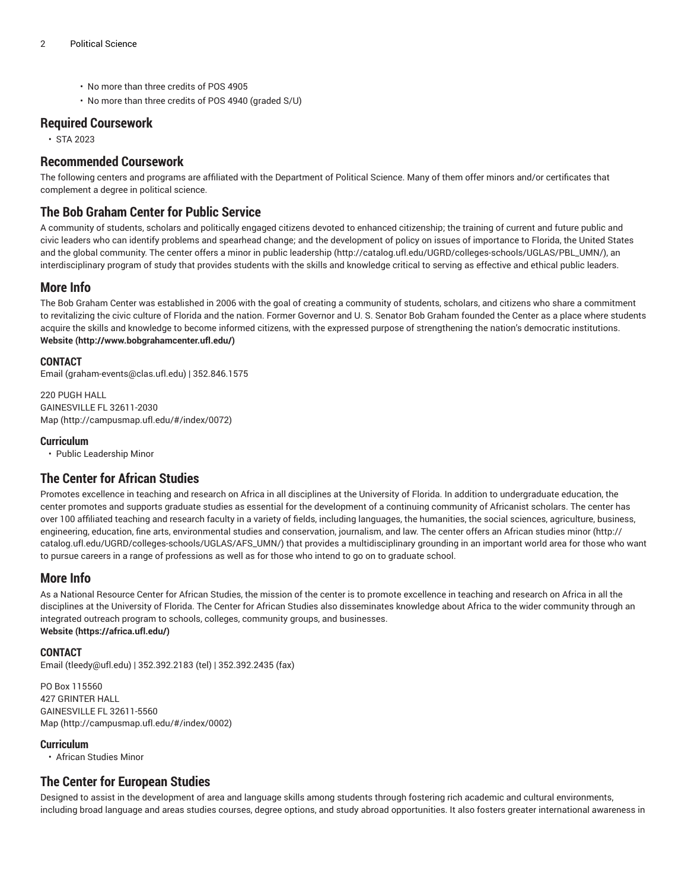- No more than three credits of POS 4905
- No more than three credits of POS 4940 (graded S/U)

## Required Coursework

- STA 2023

## Recommended Coursework

The following centers and programs are affiliated with the Department of Political Science. Many of them offer minors and/or certificates that complement a degree in political science.

## The Bob Graham Center for Public Service

A community of students, scholars and politically engaged citizens devoted to enhanced citizenship; the training of current and future public and civic leaders who can identify problems and spearhead change; and the development of policy on issues of importance to Florida, the United States and the global community. The center offers a minor in public leadership (http://catalog.ufl.edu/UGRD/colleges-schools/UGLAS/PBL_UMN/), an interdisciplinary program of study that provides students with the skills and knowledge critical to serving as effective and ethical public leaders.

## More Info

The Bob Graham Center was established in 2006 with the goal of creating a community of students, scholars, and citizens who share a commitment to revitalizing the civic culture of Florida and the nation. Former Governor and U. S. Senator Bob Graham founded the Center as a place where students acquire the skills and knowledge to become informed citizens, with the expressed purpose of strengthening the nation's democratic institutions.
**Website (http://www.bobgrahamcenter.ufl.edu/)**

#### CONTACT

Email (graham-events@clas.ufl.edu) | 352.846.1575

220 PUGH HALL
GAINESVILLE FL 32611-2030
Map (http://campusmap.ufl.edu/#/index/0072)

#### Curriculum

- Public Leadership Minor

## The Center for African Studies

Promotes excellence in teaching and research on Africa in all disciplines at the University of Florida. In addition to undergraduate education, the center promotes and supports graduate studies as essential for the development of a continuing community of Africanist scholars. The center has over 100 affiliated teaching and research faculty in a variety of fields, including languages, the humanities, the social sciences, agriculture, business, engineering, education, fine arts, environmental studies and conservation, journalism, and law. The center offers an African studies minor (http://catalog.ufl.edu/UGRD/colleges-schools/UGLAS/AFS_UMN/) that provides a multidisciplinary grounding in an important world area for those who want to pursue careers in a range of professions as well as for those who intend to go on to graduate school.

## More Info

As a National Resource Center for African Studies, the mission of the center is to promote excellence in teaching and research on Africa in all the disciplines at the University of Florida. The Center for African Studies also disseminates knowledge about Africa to the wider community through an integrated outreach program to schools, colleges, community groups, and businesses.
**Website (https://africa.ufl.edu/)**

#### CONTACT

Email (tleedy@ufl.edu) | 352.392.2183 (tel) | 352.392.2435 (fax)

PO Box 115560
427 GRINTER HALL
GAINESVILLE FL 32611-5560
Map (http://campusmap.ufl.edu/#/index/0002)

#### Curriculum

- African Studies Minor

## The Center for European Studies

Designed to assist in the development of area and language skills among students through fostering rich academic and cultural environments, including broad language and areas studies courses, degree options, and study abroad opportunities. It also fosters greater international awareness in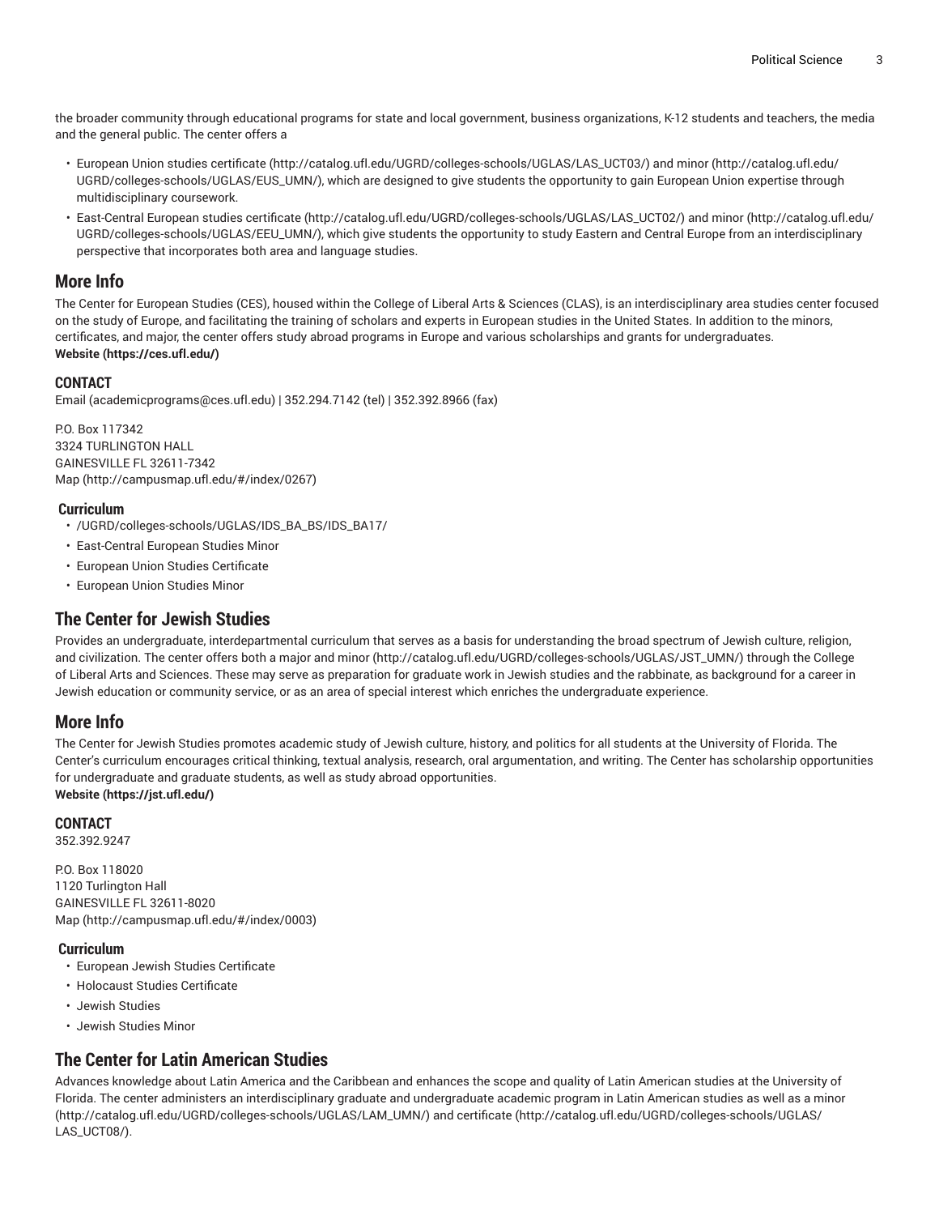the broader community through educational programs for state and local government, business organizations, K-12 students and teachers, the media and the general public. The center offers a

- European Union studies certificate (http://catalog.ufl.edu/UGRD/colleges-schools/UGLAS/LAS_UCT03/) and minor (http://catalog.ufl.edu/UGRD/colleges-schools/UGLAS/EUS_UMN/), which are designed to give students the opportunity to gain European Union expertise through multidisciplinary coursework.
- East-Central European studies certificate (http://catalog.ufl.edu/UGRD/colleges-schools/UGLAS/LAS_UCT02/) and minor (http://catalog.ufl.edu/UGRD/colleges-schools/UGLAS/EEU_UMN/), which give students the opportunity to study Eastern and Central Europe from an interdisciplinary perspective that incorporates both area and language studies.

## More Info

The Center for European Studies (CES), housed within the College of Liberal Arts & Sciences (CLAS), is an interdisciplinary area studies center focused on the study of Europe, and facilitating the training of scholars and experts in European studies in the United States. In addition to the minors, certificates, and major, the center offers study abroad programs in Europe and various scholarships and grants for undergraduates.
**Website (https://ces.ufl.edu/)**

### CONTACT

Email (academicprograms@ces.ufl.edu) | 352.294.7142 (tel) | 352.392.8966 (fax)

P.O. Box 117342
3324 TURLINGTON HALL
GAINESVILLE FL 32611-7342
Map (http://campusmap.ufl.edu/#/index/0267)

### Curriculum

- /UGRD/colleges-schools/UGLAS/IDS_BA_BS/IDS_BA17/
- East-Central European Studies Minor
- European Union Studies Certificate
- European Union Studies Minor

## The Center for Jewish Studies

Provides an undergraduate, interdepartmental curriculum that serves as a basis for understanding the broad spectrum of Jewish culture, religion, and civilization. The center offers both a major and minor (http://catalog.ufl.edu/UGRD/colleges-schools/UGLAS/JST_UMN/) through the College of Liberal Arts and Sciences. These may serve as preparation for graduate work in Jewish studies and the rabbinate, as background for a career in Jewish education or community service, or as an area of special interest which enriches the undergraduate experience.

## More Info

The Center for Jewish Studies promotes academic study of Jewish culture, history, and politics for all students at the University of Florida. The Center's curriculum encourages critical thinking, textual analysis, research, oral argumentation, and writing. The Center has scholarship opportunities for undergraduate and graduate students, as well as study abroad opportunities.
**Website (https://jst.ufl.edu/)**

### CONTACT

352.392.9247

P.O. Box 118020
1120 Turlington Hall
GAINESVILLE FL 32611-8020
Map (http://campusmap.ufl.edu/#/index/0003)

### Curriculum

- European Jewish Studies Certificate
- Holocaust Studies Certificate
- Jewish Studies
- Jewish Studies Minor

## The Center for Latin American Studies

Advances knowledge about Latin America and the Caribbean and enhances the scope and quality of Latin American studies at the University of Florida. The center administers an interdisciplinary graduate and undergraduate academic program in Latin American studies as well as a minor (http://catalog.ufl.edu/UGRD/colleges-schools/UGLAS/LAM_UMN/) and certificate (http://catalog.ufl.edu/UGRD/colleges-schools/UGLAS/LAS_UCT08/).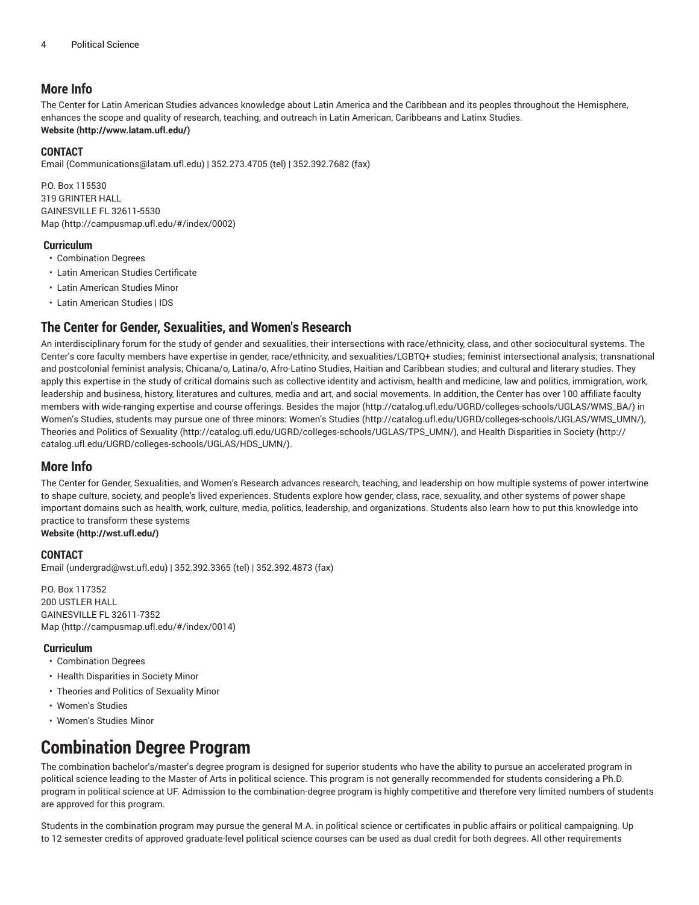## More Info

The Center for Latin American Studies advances knowledge about Latin America and the Caribbean and its peoples throughout the Hemisphere, enhances the scope and quality of research, teaching, and outreach in Latin American, Caribbeans and Latinx Studies.
**Website (http://www.latam.ufl.edu/)**

### CONTACT

Email (Communications@latam.ufl.edu) | 352.273.4705 (tel) | 352.392.7682 (fax)

P.O. Box 115530
319 GRINTER HALL
GAINESVILLE FL 32611-5530
Map (http://campusmap.ufl.edu/#/index/0002)

### Curriculum

- Combination Degrees
- Latin American Studies Certificate
- Latin American Studies Minor
- Latin American Studies | IDS

## The Center for Gender, Sexualities, and Women's Research

An interdisciplinary forum for the study of gender and sexualities, their intersections with race/ethnicity, class, and other sociocultural systems. The Center's core faculty members have expertise in gender, race/ethnicity, and sexualities/LGBTQ+ studies; feminist intersectional analysis; transnational and postcolonial feminist analysis; Chicana/o, Latina/o, Afro-Latino Studies, Haitian and Caribbean studies; and cultural and literary studies. They apply this expertise in the study of critical domains such as collective identity and activism, health and medicine, law and politics, immigration, work, leadership and business, history, literatures and cultures, media and art, and social movements. In addition, the Center has over 100 affiliate faculty members with wide-ranging expertise and course offerings. Besides the major (http://catalog.ufl.edu/UGRD/colleges-schools/UGLAS/WMS_BA/) in Women's Studies, students may pursue one of three minors: Women's Studies (http://catalog.ufl.edu/UGRD/colleges-schools/UGLAS/WMS_UMN/), Theories and Politics of Sexuality (http://catalog.ufl.edu/UGRD/colleges-schools/UGLAS/TPS_UMN/), and Health Disparities in Society (http://catalog.ufl.edu/UGRD/colleges-schools/UGLAS/HDS_UMN/).

## More Info

The Center for Gender, Sexualities, and Women's Research advances research, teaching, and leadership on how multiple systems of power intertwine to shape culture, society, and people's lived experiences. Students explore how gender, class, race, sexuality, and other systems of power shape important domains such as health, work, culture, media, politics, leadership, and organizations. Students also learn how to put this knowledge into practice to transform these systems
**Website (http://wst.ufl.edu/)**

### CONTACT

Email (undergrad@wst.ufl.edu) | 352.392.3365 (tel) | 352.392.4873 (fax)

P.O. Box 117352
200 USTLER HALL
GAINESVILLE FL 32611-7352
Map (http://campusmap.ufl.edu/#/index/0014)

### Curriculum

- Combination Degrees
- Health Disparities in Society Minor
- Theories and Politics of Sexuality Minor
- Women's Studies
- Women's Studies Minor

# Combination Degree Program

The combination bachelor's/master's degree program is designed for superior students who have the ability to pursue an accelerated program in political science leading to the Master of Arts in political science. This program is not generally recommended for students considering a Ph.D. program in political science at UF. Admission to the combination-degree program is highly competitive and therefore very limited numbers of students are approved for this program.

Students in the combination program may pursue the general M.A. in political science or certificates in public affairs or political campaigning. Up to 12 semester credits of approved graduate-level political science courses can be used as dual credit for both degrees. All other requirements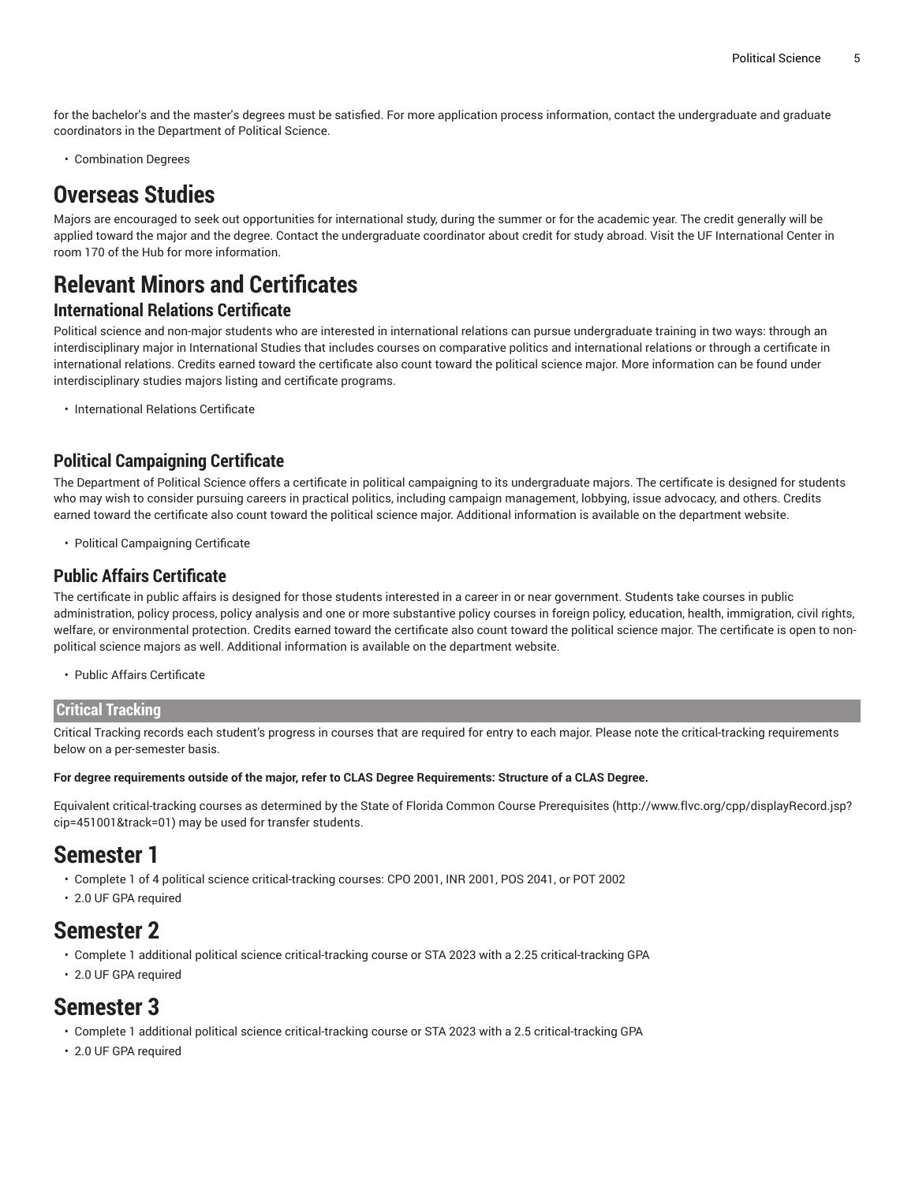for the bachelor's and the master's degrees must be satisfied. For more application process information, contact the undergraduate and graduate coordinators in the Department of Political Science.

- Combination Degrees

# Overseas Studies

Majors are encouraged to seek out opportunities for international study, during the summer or for the academic year. The credit generally will be applied toward the major and the degree. Contact the undergraduate coordinator about credit for study abroad. Visit the UF International Center in room 170 of the Hub for more information.

# Relevant Minors and Certificates

## International Relations Certificate

Political science and non-major students who are interested in international relations can pursue undergraduate training in two ways: through an interdisciplinary major in International Studies that includes courses on comparative politics and international relations or through a certificate in international relations. Credits earned toward the certificate also count toward the political science major. More information can be found under interdisciplinary studies majors listing and certificate programs.

- International Relations Certificate

## Political Campaigning Certificate

The Department of Political Science offers a certificate in political campaigning to its undergraduate majors. The certificate is designed for students who may wish to consider pursuing careers in practical politics, including campaign management, lobbying, issue advocacy, and others. Credits earned toward the certificate also count toward the political science major. Additional information is available on the department website.

- Political Campaigning Certificate

## Public Affairs Certificate

The certificate in public affairs is designed for those students interested in a career in or near government. Students take courses in public administration, policy process, policy analysis and one or more substantive policy courses in foreign policy, education, health, immigration, civil rights, welfare, or environmental protection. Credits earned toward the certificate also count toward the political science major. The certificate is open to non-political science majors as well. Additional information is available on the department website.

- Public Affairs Certificate

## Critical Tracking

Critical Tracking records each student's progress in courses that are required for entry to each major. Please note the critical-tracking requirements below on a per-semester basis.

**For degree requirements outside of the major, refer to CLAS Degree Requirements: Structure of a CLAS Degree.**

Equivalent critical-tracking courses as determined by the State of Florida Common Course Prerequisites (http://www.flvc.org/cpp/displayRecord.jsp?cip=451001&track=01) may be used for transfer students.

# Semester 1

- Complete 1 of 4 political science critical-tracking courses: CPO 2001, INR 2001, POS 2041, or POT 2002
- 2.0 UF GPA required

# Semester 2

- Complete 1 additional political science critical-tracking course or STA 2023 with a 2.25 critical-tracking GPA
- 2.0 UF GPA required

# Semester 3

- Complete 1 additional political science critical-tracking course or STA 2023 with a 2.5 critical-tracking GPA
- 2.0 UF GPA required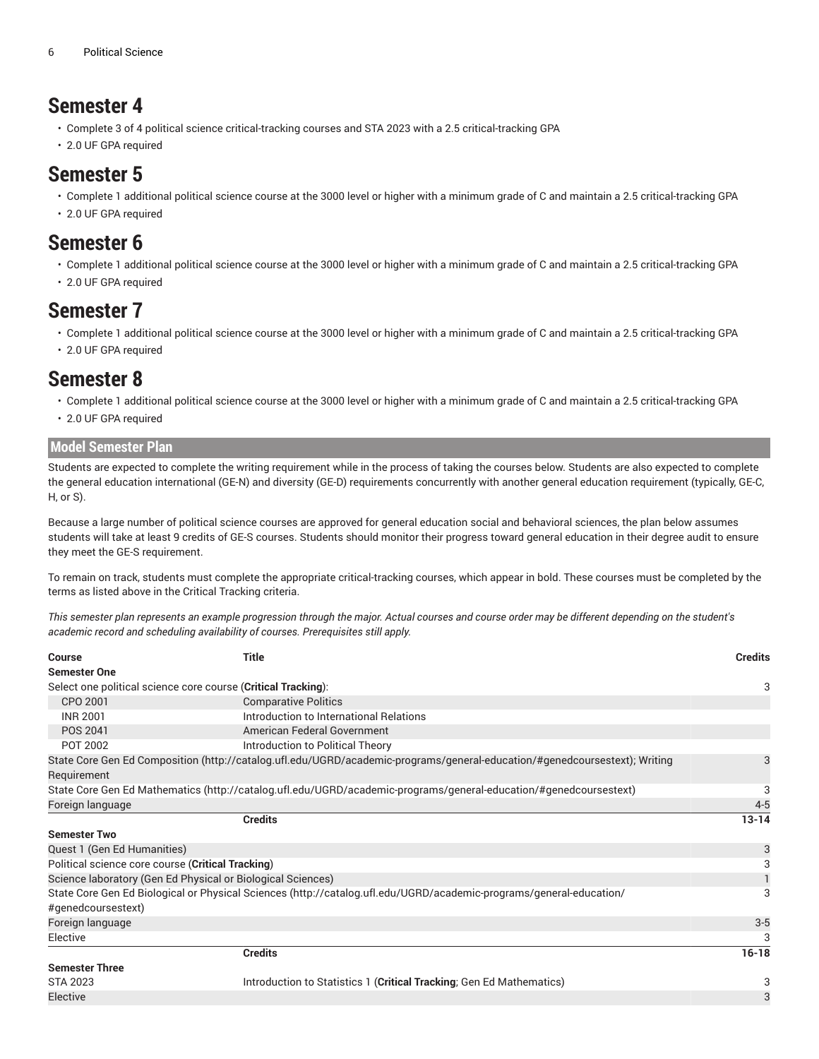## Semester 4

- Complete 3 of 4 political science critical-tracking courses and STA 2023 with a 2.5 critical-tracking GPA
- 2.0 UF GPA required

## Semester 5

- Complete 1 additional political science course at the 3000 level or higher with a minimum grade of C and maintain a 2.5 critical-tracking GPA
- 2.0 UF GPA required

## Semester 6

- Complete 1 additional political science course at the 3000 level or higher with a minimum grade of C and maintain a 2.5 critical-tracking GPA
- 2.0 UF GPA required

## Semester 7

- Complete 1 additional political science course at the 3000 level or higher with a minimum grade of C and maintain a 2.5 critical-tracking GPA
- 2.0 UF GPA required

## Semester 8

- Complete 1 additional political science course at the 3000 level or higher with a minimum grade of C and maintain a 2.5 critical-tracking GPA
- 2.0 UF GPA required

### Model Semester Plan

Students are expected to complete the writing requirement while in the process of taking the courses below. Students are also expected to complete the general education international (GE-N) and diversity (GE-D) requirements concurrently with another general education requirement (typically, GE-C, H, or S).

Because a large number of political science courses are approved for general education social and behavioral sciences, the plan below assumes students will take at least 9 credits of GE-S courses. Students should monitor their progress toward general education in their degree audit to ensure they meet the GE-S requirement.

To remain on track, students must complete the appropriate critical-tracking courses, which appear in bold. These courses must be completed by the terms as listed above in the Critical Tracking criteria.

*This semester plan represents an example progression through the major. Actual courses and course order may be different depending on the student's academic record and scheduling availability of courses. Prerequisites still apply.*

| Course | Title | Credits |
|---|---|---|
| **Semester One** | | |
| Select one political science core course (**Critical Tracking**): | | 3 |
| CPO 2001 | Comparative Politics | |
| INR 2001 | Introduction to International Relations | |
| POS 2041 | American Federal Government | |
| POT 2002 | Introduction to Political Theory | |
| State Core Gen Ed Composition (http://catalog.ufl.edu/UGRD/academic-programs/general-education/#genedcoursestext); Writing Requirement | | 3 |
| State Core Gen Ed Mathematics (http://catalog.ufl.edu/UGRD/academic-programs/general-education/#genedcoursestext) | | 3 |
| Foreign language | | 4-5 |
| | **Credits** | **13-14** |
| **Semester Two** | | |
| Quest 1 (Gen Ed Humanities) | | 3 |
| Political science core course (**Critical Tracking**) | | 3 |
| Science laboratory (Gen Ed Physical or Biological Sciences) | | 1 |
| State Core Gen Ed Biological or Physical Sciences (http://catalog.ufl.edu/UGRD/academic-programs/general-education/#genedcoursestext) | | 3 |
| Foreign language | | 3-5 |
| Elective | | 3 |
| | **Credits** | **16-18** |
| **Semester Three** | | |
| STA 2023 | Introduction to Statistics 1 (**Critical Tracking**; Gen Ed Mathematics) | 3 |
| Elective | | 3 |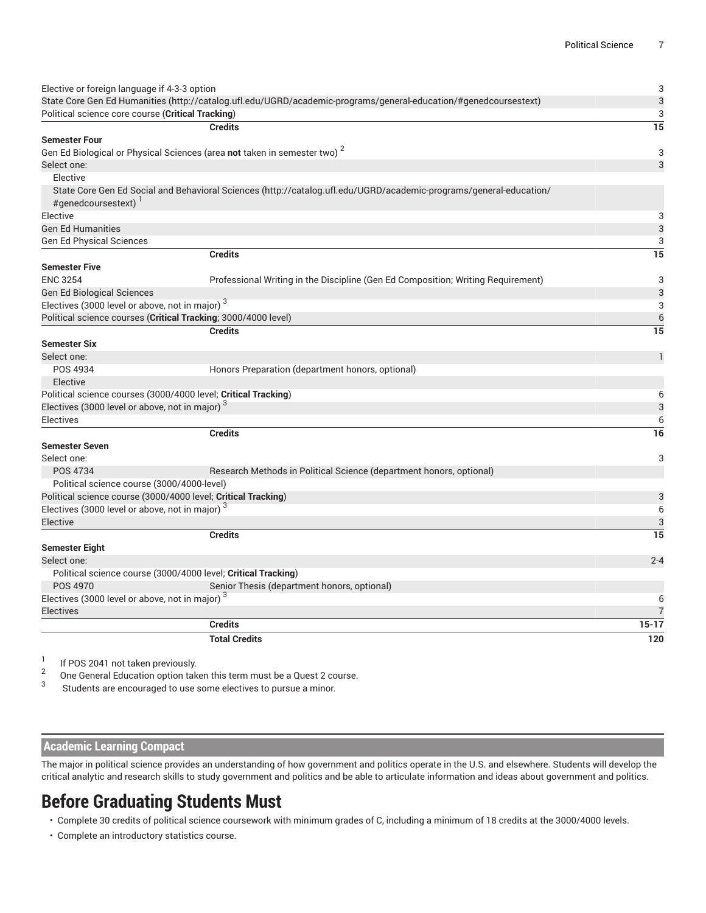| Course | Title | Credits |
| --- | --- | --- |
| Elective or foreign language if 4-3-3 option | | 3 |
| State Core Gen Ed Humanities (http://catalog.ufl.edu/UGRD/academic-programs/general-education/#genedcoursestext) | | 3 |
| Political science core course (**Critical Tracking**) | | 3 |
| | **Credits** | **15** |
| **Semester Four** | | |
| Gen Ed Biological or Physical Sciences (area **not** taken in semester two) [2] | | 3 |
| Select one: | | 3 |
| Elective | | |
| State Core Gen Ed Social and Behavioral Sciences (http://catalog.ufl.edu/UGRD/academic-programs/general-education/#genedcoursestext) [1] | | |
| Elective | | 3 |
| Gen Ed Humanities | | 3 |
| Gen Ed Physical Sciences | | 3 |
| | **Credits** | **15** |
| **Semester Five** | | |
| ENC 3254 | Professional Writing in the Discipline (Gen Ed Composition; Writing Requirement) | 3 |
| Gen Ed Biological Sciences | | 3 |
| Electives (3000 level or above, not in major) [3] | | 3 |
| Political science courses (**Critical Tracking**; 3000/4000 level) | | 6 |
| | **Credits** | **15** |
| **Semester Six** | | |
| Select one: | | 1 |
| POS 4934 | Honors Preparation (department honors, optional) | |
| Elective | | |
| Political science courses (3000/4000 level; **Critical Tracking**) | | 6 |
| Electives (3000 level or above, not in major) [3] | | 3 |
| Electives | | 6 |
| | **Credits** | **16** |
| **Semester Seven** | | |
| Select one: | | 3 |
| POS 4734 | Research Methods in Political Science (department honors, optional) | |
| Political science course (3000/4000-level) | | |
| Political science course (3000/4000 level; **Critical Tracking**) | | 3 |
| Electives (3000 level or above, not in major) [3] | | 6 |
| Elective | | 3 |
| | **Credits** | **15** |
| **Semester Eight** | | |
| Select one: | | 2-4 |
| Political science course (3000/4000 level; **Critical Tracking**) | | |
| POS 4970 | Senior Thesis (department honors, optional) | |
| Electives (3000 level or above, not in major) [3] | | 6 |
| Electives | | 7 |
| | **Credits** | **15-17** |
| | **Total Credits** | **120** |

1. If POS 2041 not taken previously.
2. One General Education option taken this term must be a Quest 2 course.
3. Students are encouraged to use some electives to pursue a minor.

## Academic Learning Compact

The major in political science provides an understanding of how government and politics operate in the U.S. and elsewhere. Students will develop the critical analytic and research skills to study government and politics and be able to articulate information and ideas about government and politics.

# Before Graduating Students Must

- Complete 30 credits of political science coursework with minimum grades of C, including a minimum of 18 credits at the 3000/4000 levels.
- Complete an introductory statistics course.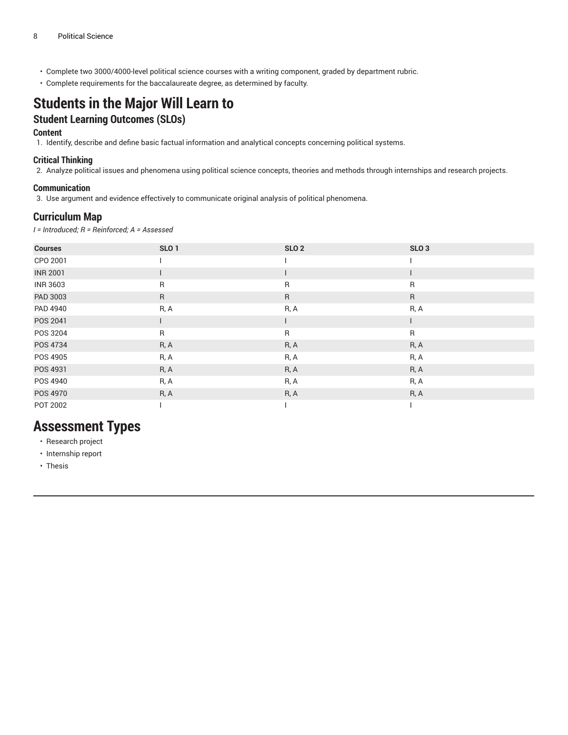- Complete two 3000/4000-level political science courses with a writing component, graded by department rubric.
- Complete requirements for the baccalaureate degree, as determined by faculty.

# Students in the Major Will Learn to

## Student Learning Outcomes (SLOs)

### Content

1. Identify, describe and define basic factual information and analytical concepts concerning political systems.

### Critical Thinking

2. Analyze political issues and phenomena using political science concepts, theories and methods through internships and research projects.

### Communication

3. Use argument and evidence effectively to communicate original analysis of political phenomena.

## Curriculum Map

*I = Introduced; R = Reinforced; A = Assessed*

| Courses | SLO 1 | SLO 2 | SLO 3 |
|---|---|---|---|
| CPO 2001 | I | I | I |
| INR 2001 | I | I | I |
| INR 3603 | R | R | R |
| PAD 3003 | R | R | R |
| PAD 4940 | R, A | R, A | R, A |
| POS 2041 | I | I | I |
| POS 3204 | R | R | R |
| POS 4734 | R, A | R, A | R, A |
| POS 4905 | R, A | R, A | R, A |
| POS 4931 | R, A | R, A | R, A |
| POS 4940 | R, A | R, A | R, A |
| POS 4970 | R, A | R, A | R, A |
| POT 2002 | I | I | I |

# Assessment Types

- Research project
- Internship report
- Thesis